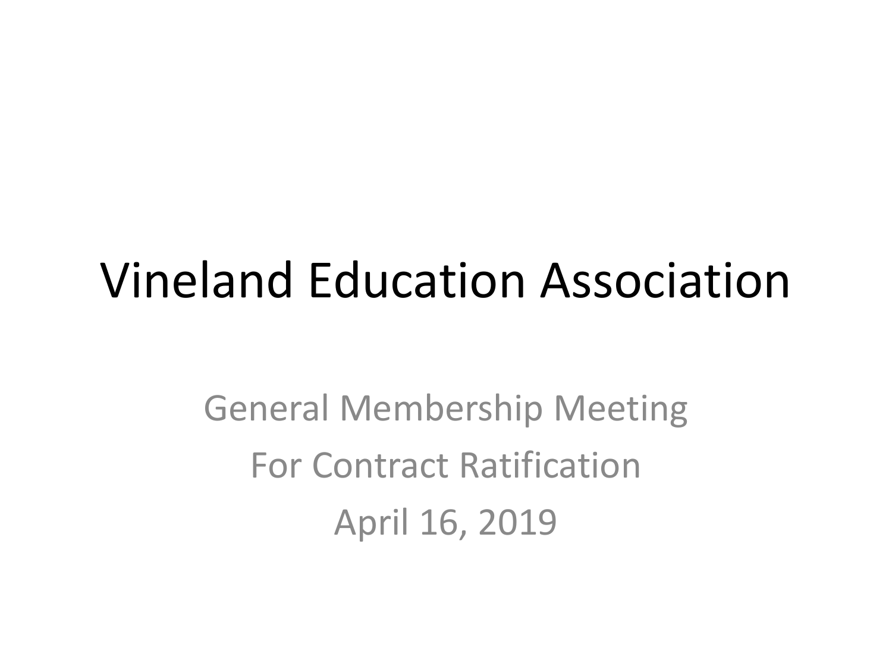# Vineland Education Association

General Membership Meeting

For Contract Ratification

April 16, 2019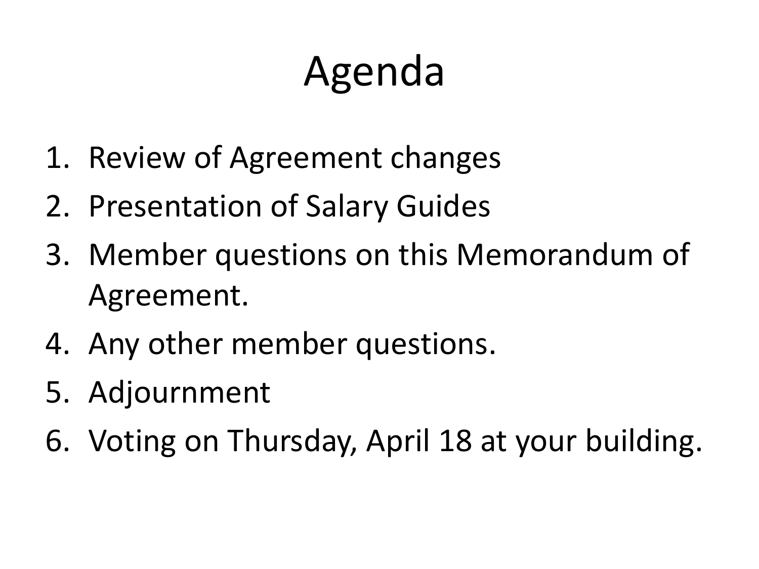# Agenda

1. Review of Agreement changes
2. Presentation of Salary Guides
3. Member questions on this Memorandum of Agreement.
4. Any other member questions.
5. Adjournment
6. Voting on Thursday, April 18 at your building.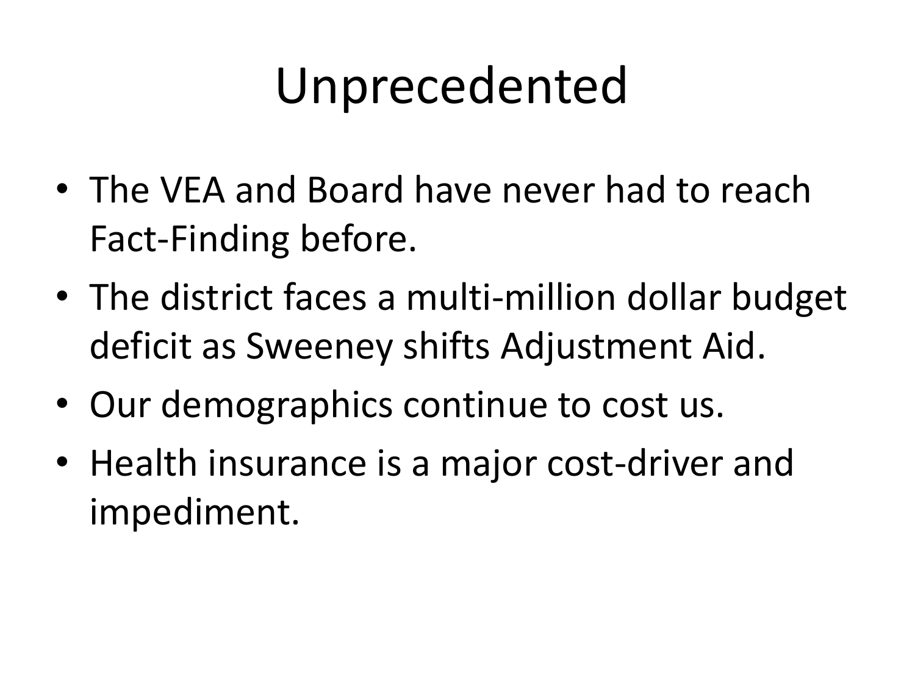# Unprecedented

- The VEA and Board have never had to reach Fact-Finding before.
- The district faces a multi-million dollar budget deficit as Sweeney shifts Adjustment Aid.
- Our demographics continue to cost us.
- Health insurance is a major cost-driver and impediment.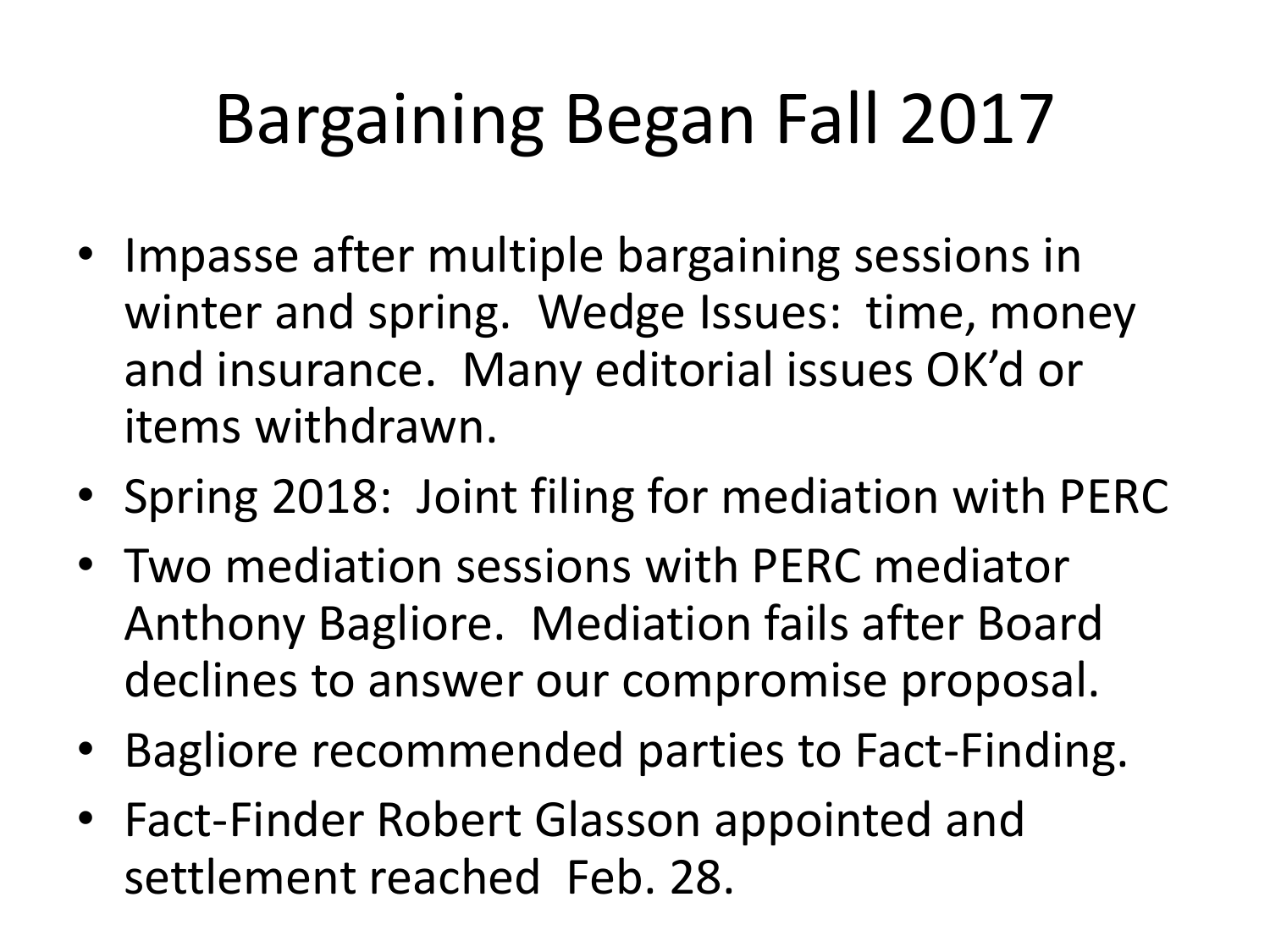# Bargaining Began Fall 2017

- Impasse after multiple bargaining sessions in winter and spring. Wedge Issues: time, money and insurance. Many editorial issues OK'd or items withdrawn.
- Spring 2018: Joint filing for mediation with PERC
- Two mediation sessions with PERC mediator Anthony Bagliore. Mediation fails after Board declines to answer our compromise proposal.
- Bagliore recommended parties to Fact-Finding.
- Fact-Finder Robert Glasson appointed and settlement reached Feb. 28.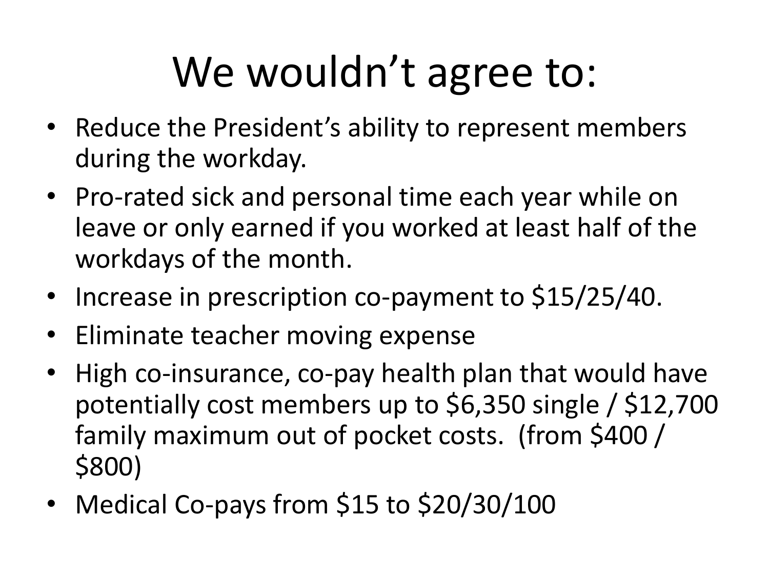# We wouldn't agree to:

- Reduce the President's ability to represent members during the workday.
- Pro-rated sick and personal time each year while on leave or only earned if you worked at least half of the workdays of the month.
- Increase in prescription co-payment to $15/25/40.
- Eliminate teacher moving expense
- High co-insurance, co-pay health plan that would have potentially cost members up to $6,350 single / $12,700 family maximum out of pocket costs. (from $400 / $800)
- Medical Co-pays from $15 to $20/30/100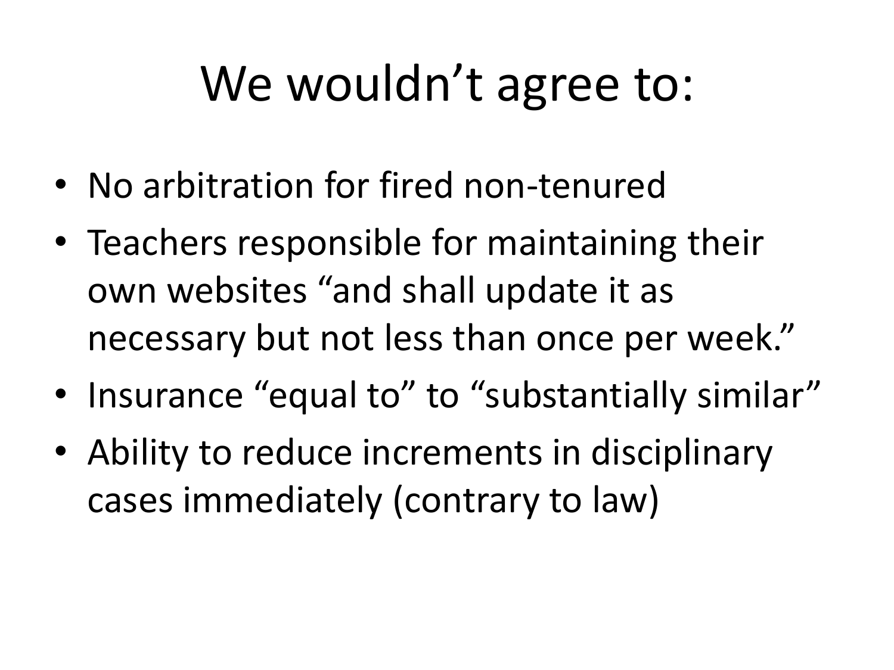# We wouldn’t agree to:

- No arbitration for fired non-tenured
- Teachers responsible for maintaining their own websites “and shall update it as necessary but not less than once per week.”
- Insurance “equal to” to “substantially similar”
- Ability to reduce increments in disciplinary cases immediately (contrary to law)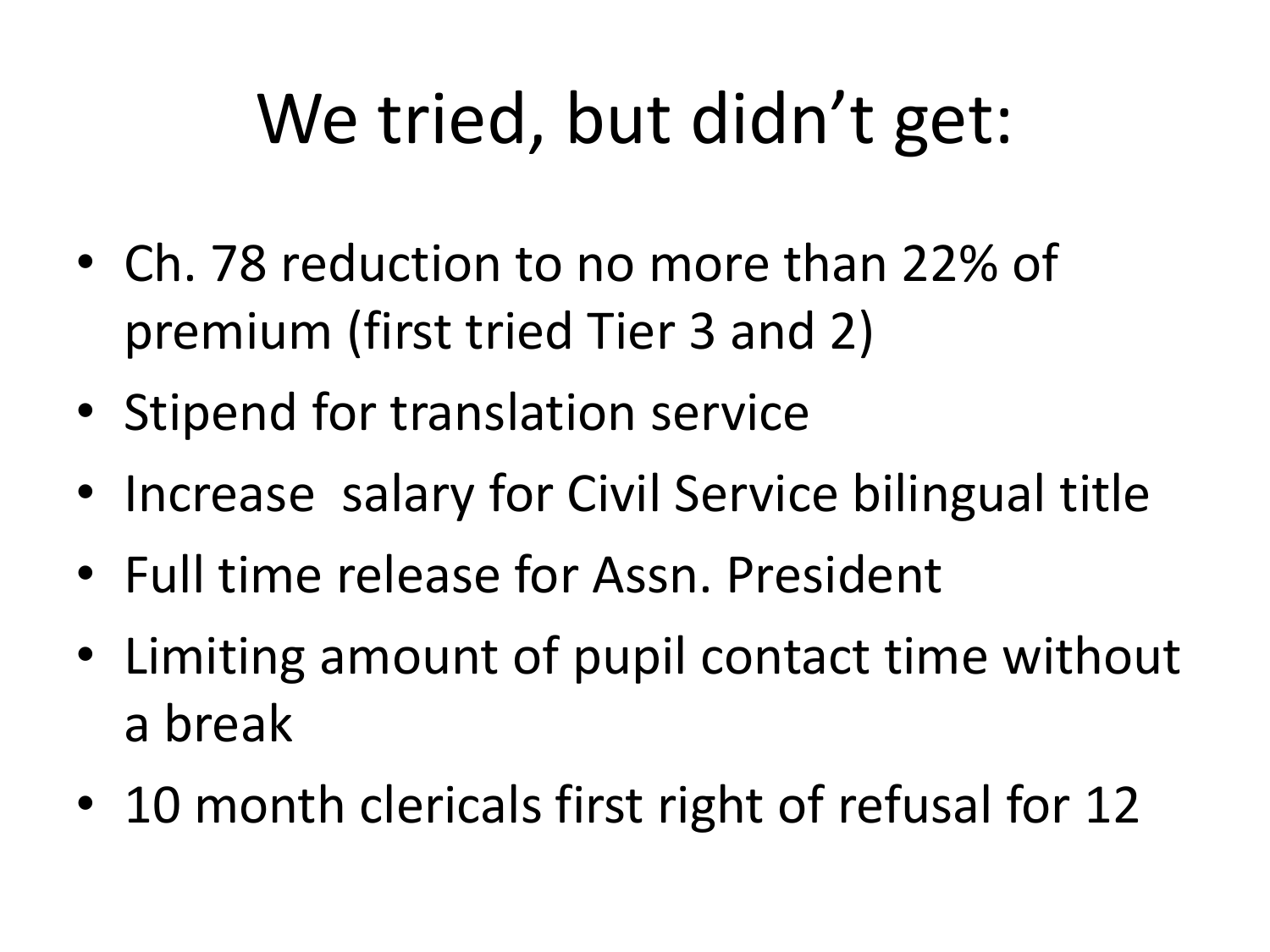# We tried, but didn't get:

- Ch. 78 reduction to no more than 22% of premium (first tried Tier 3 and 2)
- Stipend for translation service
- Increase salary for Civil Service bilingual title
- Full time release for Assn. President
- Limiting amount of pupil contact time without a break
- 10 month clericals first right of refusal for 12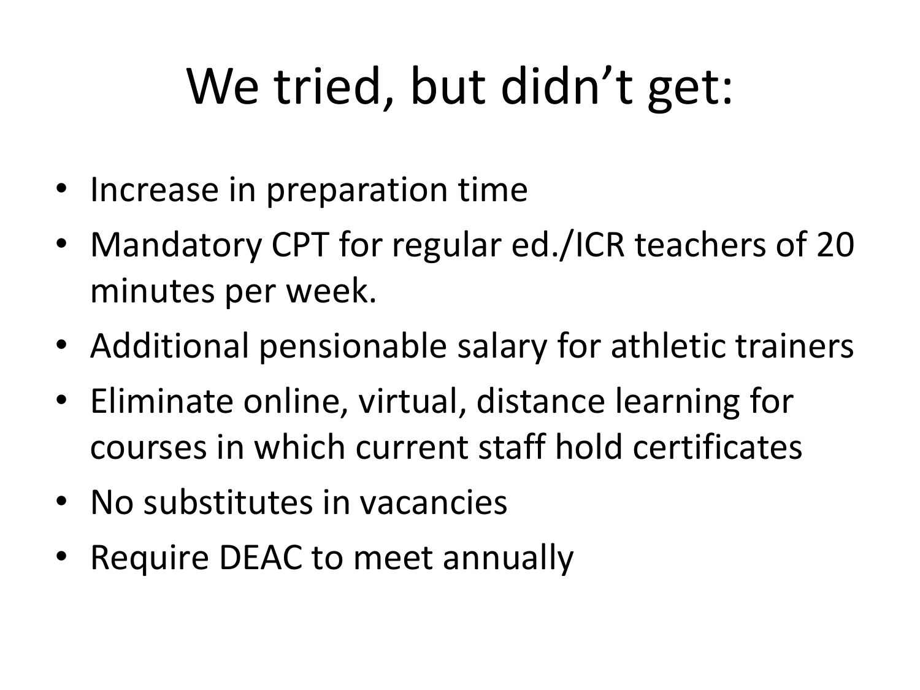# We tried, but didn't get:

- Increase in preparation time
- Mandatory CPT for regular ed./ICR teachers of 20 minutes per week.
- Additional pensionable salary for athletic trainers
- Eliminate online, virtual, distance learning for courses in which current staff hold certificates
- No substitutes in vacancies
- Require DEAC to meet annually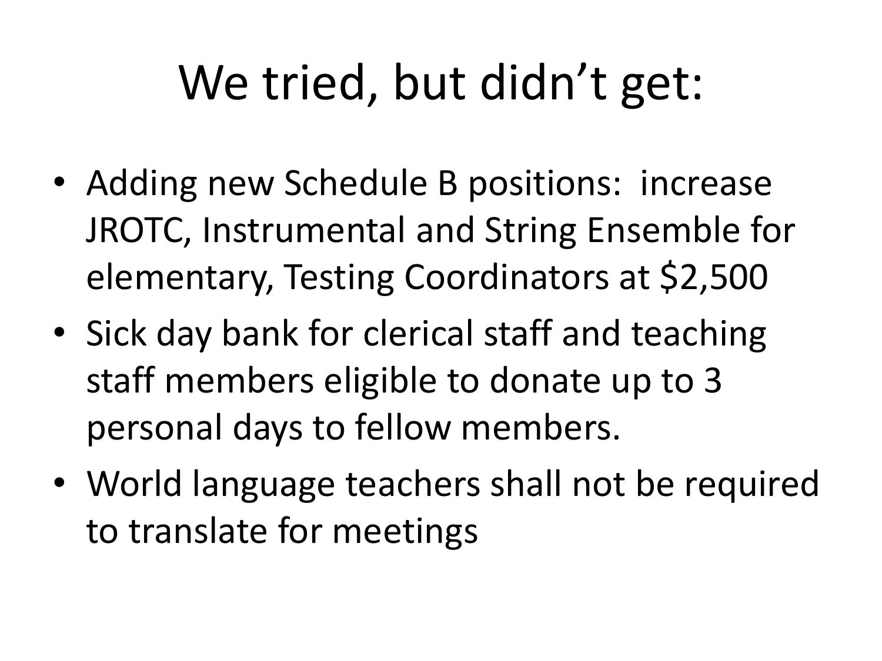# We tried, but didn't get:

- Adding new Schedule B positions: increase JROTC, Instrumental and String Ensemble for elementary, Testing Coordinators at $2,500
- Sick day bank for clerical staff and teaching staff members eligible to donate up to 3 personal days to fellow members.
- World language teachers shall not be required to translate for meetings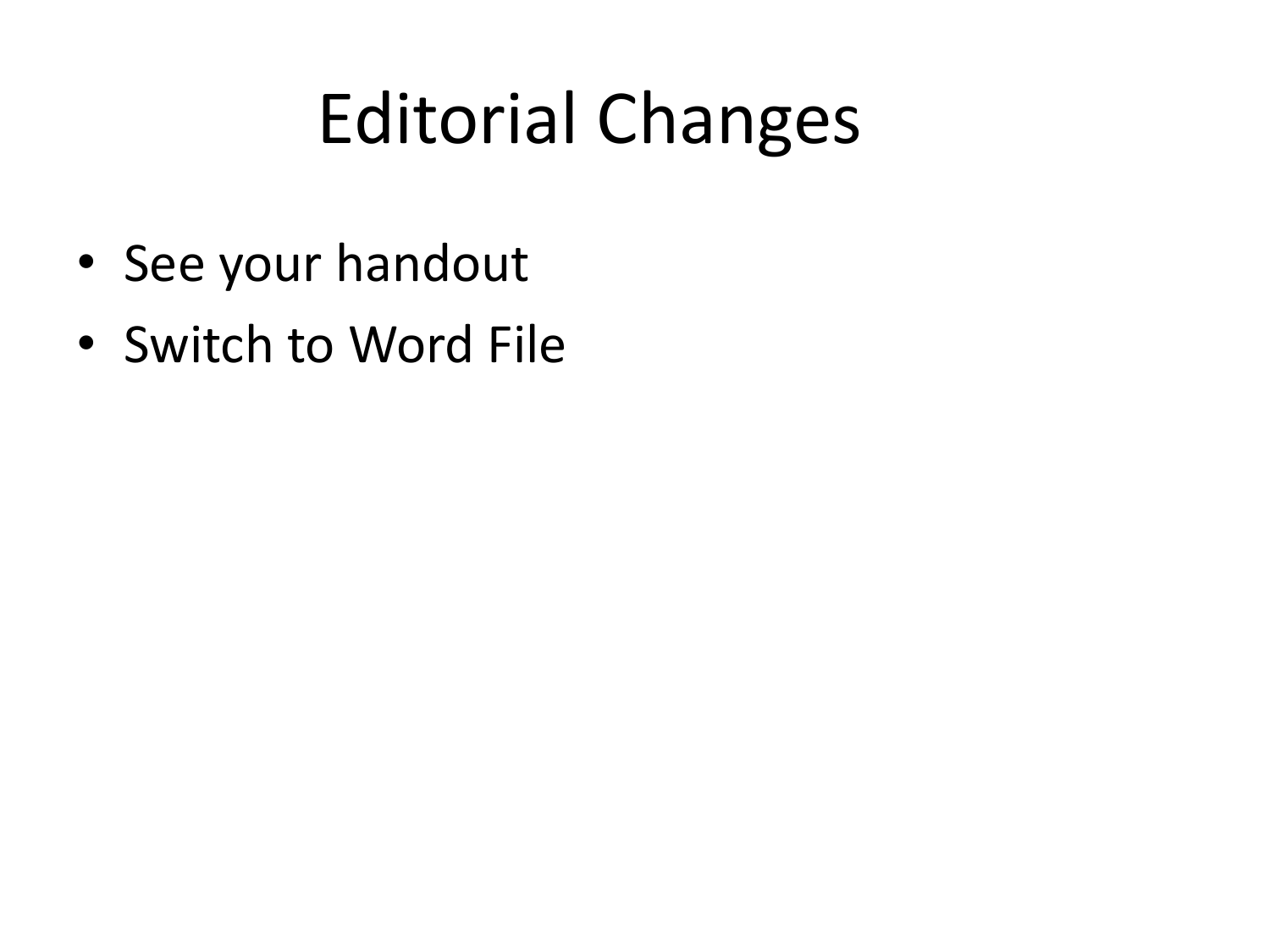# Editorial Changes

- See your handout
- Switch to Word File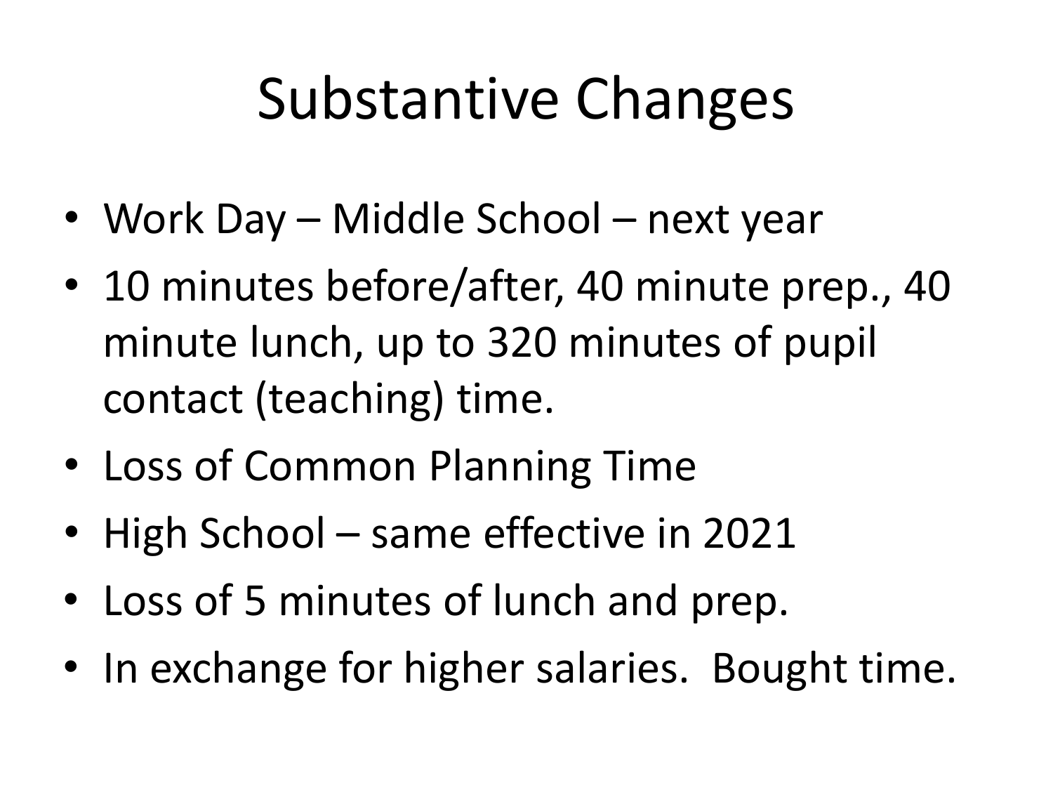# Substantive Changes

- Work Day – Middle School – next year
- 10 minutes before/after, 40 minute prep., 40 minute lunch, up to 320 minutes of pupil contact (teaching) time.
- Loss of Common Planning Time
- High School – same effective in 2021
- Loss of 5 minutes of lunch and prep.
- In exchange for higher salaries. Bought time.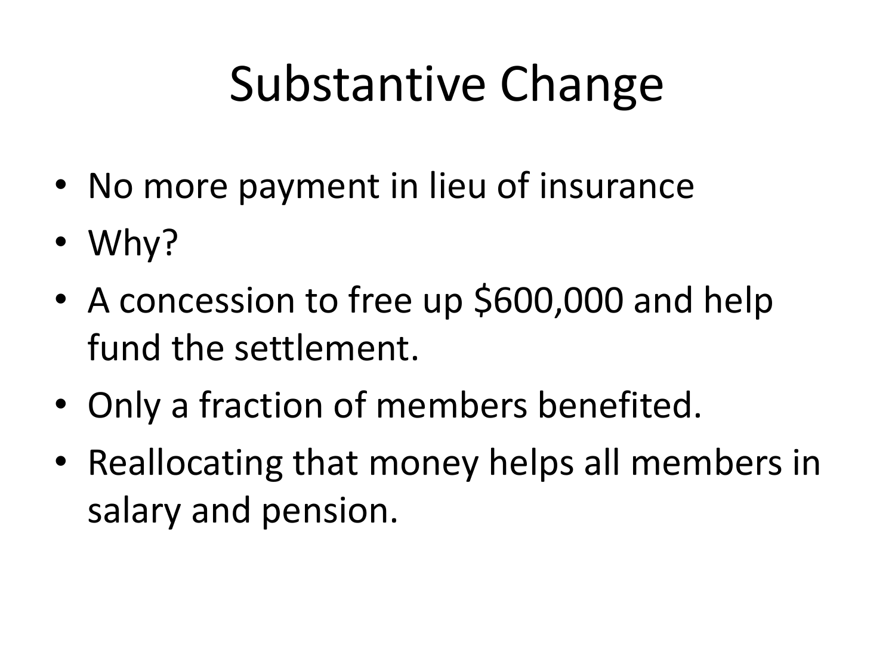# Substantive Change

- No more payment in lieu of insurance
- Why?
- A concession to free up $600,000 and help fund the settlement.
- Only a fraction of members benefited.
- Reallocating that money helps all members in salary and pension.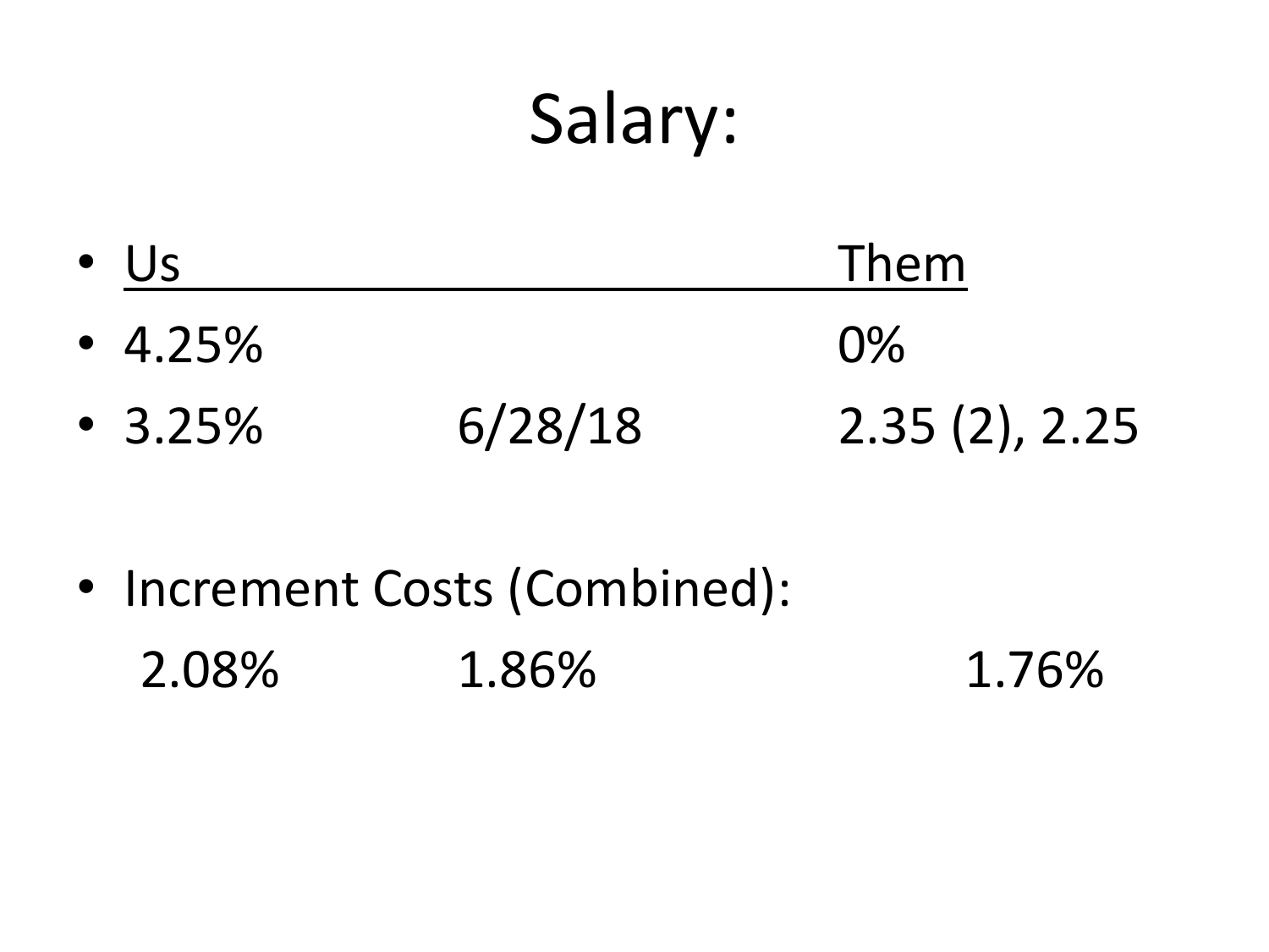# Salary:

| Us | | Them |
| --- | --- | --- |
| 4.25% | | 0% |
| 3.25% | 6/28/18 | 2.35 (2), 2.25 |

- Increment Costs (Combined):

| | | |
| --- | --- | --- |
| 2.08% | 1.86% | 1.76% |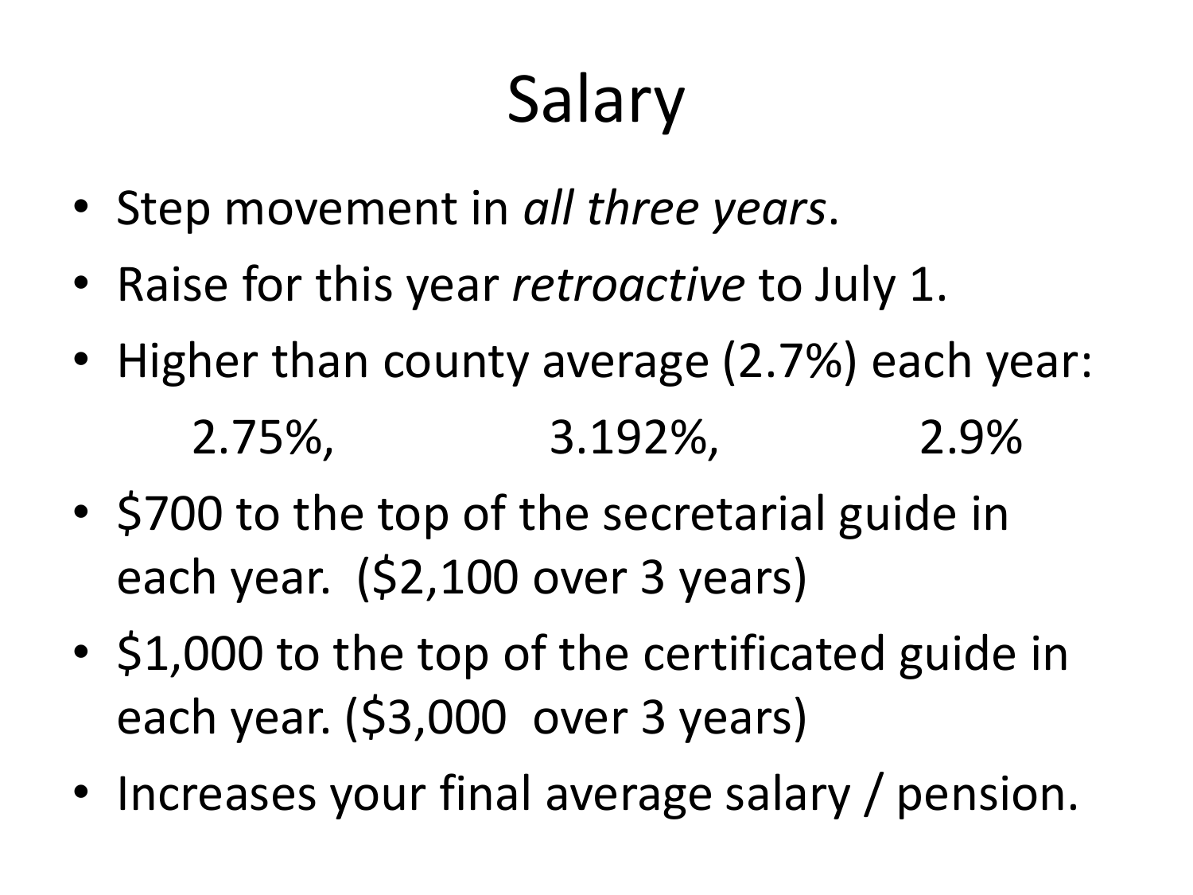# Salary

- Step movement in *all three years*.
- Raise for this year *retroactive* to July 1.
- Higher than county average (2.7%) each year:

  2.75%, 3.192%, 2.9%

- $700 to the top of the secretarial guide in each year. ($2,100 over 3 years)
- $1,000 to the top of the certificated guide in each year. ($3,000 over 3 years)
- Increases your final average salary / pension.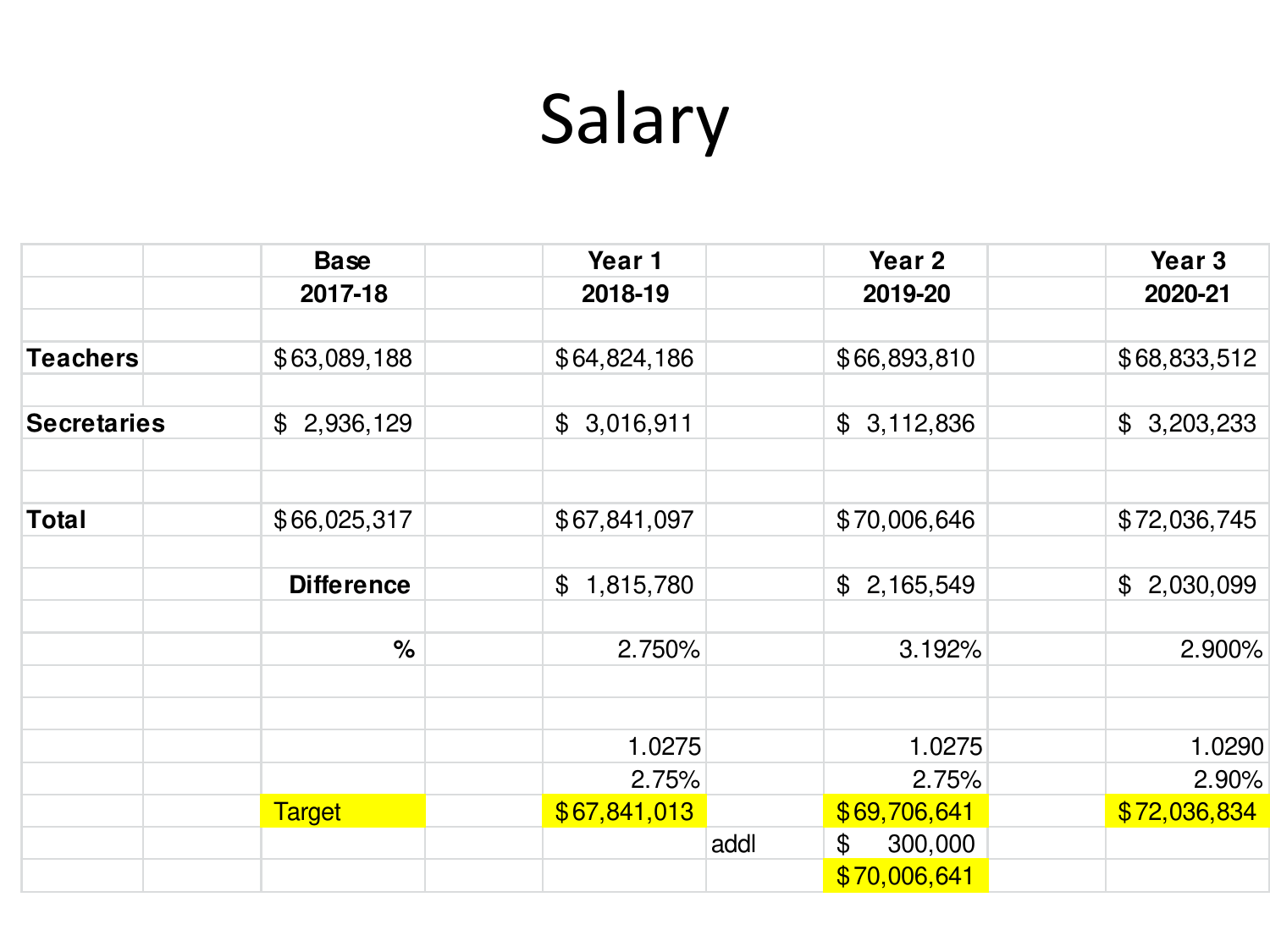# Salary

| | | Base<br>2017-18 | | Year 1<br>2018-19 | | Year 2<br>2019-20 | | Year 3<br>2020-21 |
|---|---|---|---|---|---|---|---|---|
| **Teachers** | | $63,089,188 | | $64,824,186 | | $66,893,810 | | $68,833,512 |
| **Secretaries** | | $ 2,936,129 | | $ 3,016,911 | | $ 3,112,836 | | $ 3,203,233 |
| **Total** | | $66,025,317 | | $67,841,097 | | $70,006,646 | | $72,036,745 |
| | | **Difference** | | $ 1,815,780 | | $ 2,165,549 | | $ 2,030,099 |
| | | **%** | | 2.750% | | 3.192% | | 2.900% |
| | | | | 1.0275 | | 1.0275 | | 1.0290 |
| | | | | 2.75% | | 2.75% | | 2.90% |
| | | Target | | $67,841,013 | | $69,706,641 | | $72,036,834 |
| | | | | | addl | $ 300,000 | | |
| | | | | | | $70,006,641 | | |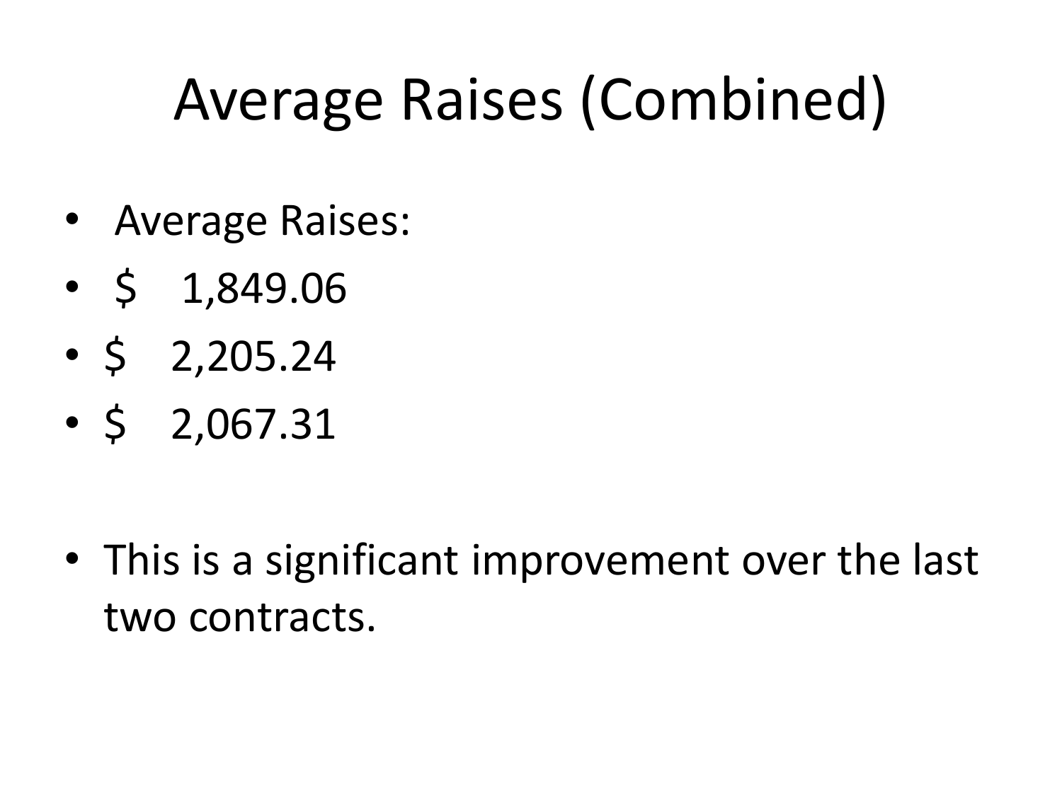# Average Raises (Combined)

- Average Raises:
- $ 1,849.06
- $ 2,205.24
- $ 2,067.31

- This is a significant improvement over the last two contracts.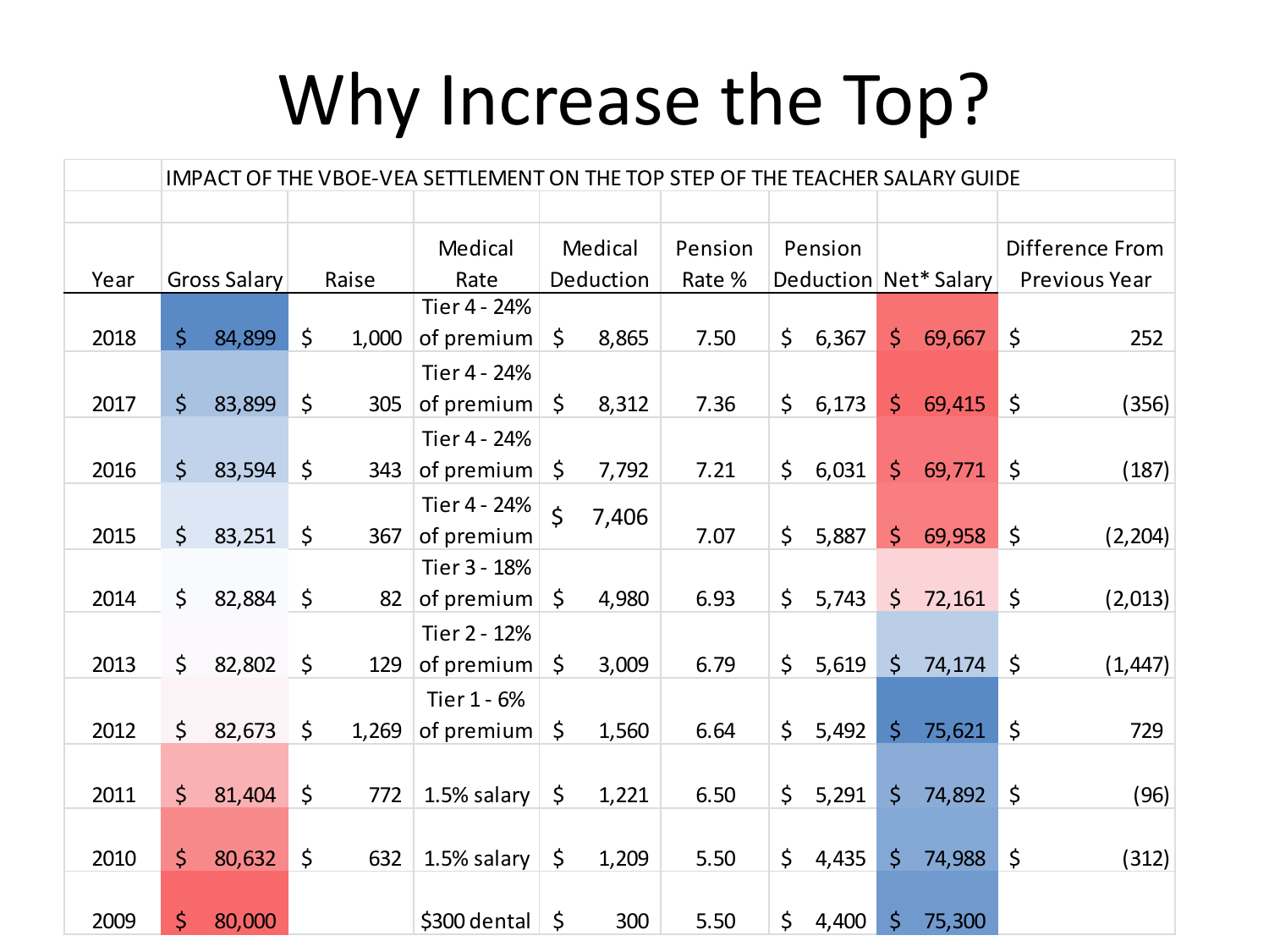# Why Increase the Top?

IMPACT OF THE VBOE-VEA SETTLEMENT ON THE TOP STEP OF THE TEACHER SALARY GUIDE

| Year | Gross Salary | Raise | Medical Rate | Medical Deduction | Pension Rate % | Pension Deduction | Net* Salary | Difference From Previous Year |
|---|---|---|---|---|---|---|---|---|
| 2018 | $ 84,899 | $ 1,000 | Tier 4 - 24% of premium | $ 8,865 | 7.50 | $ 6,367 | $ 69,667 | $ 252 |
| 2017 | $ 83,899 | $ 305 | Tier 4 - 24% of premium | $ 8,312 | 7.36 | $ 6,173 | $ 69,415 | $ (356) |
| 2016 | $ 83,594 | $ 343 | Tier 4 - 24% of premium | $ 7,792 | 7.21 | $ 6,031 | $ 69,771 | $ (187) |
| 2015 | $ 83,251 | $ 367 | Tier 4 - 24% of premium | $ 7,406 | 7.07 | $ 5,887 | $ 69,958 | $ (2,204) |
| 2014 | $ 82,884 | $ 82 | Tier 3 - 18% of premium | $ 4,980 | 6.93 | $ 5,743 | $ 72,161 | $ (2,013) |
| 2013 | $ 82,802 | $ 129 | Tier 2 - 12% of premium | $ 3,009 | 6.79 | $ 5,619 | $ 74,174 | $ (1,447) |
| 2012 | $ 82,673 | $ 1,269 | Tier 1 - 6% of premium | $ 1,560 | 6.64 | $ 5,492 | $ 75,621 | $ 729 |
| 2011 | $ 81,404 | $ 772 | 1.5% salary | $ 1,221 | 6.50 | $ 5,291 | $ 74,892 | $ (96) |
| 2010 | $ 80,632 | $ 632 | 1.5% salary | $ 1,209 | 5.50 | $ 4,435 | $ 74,988 | $ (312) |
| 2009 | $ 80,000 | | $300 dental | $ 300 | 5.50 | $ 4,400 | $ 75,300 | |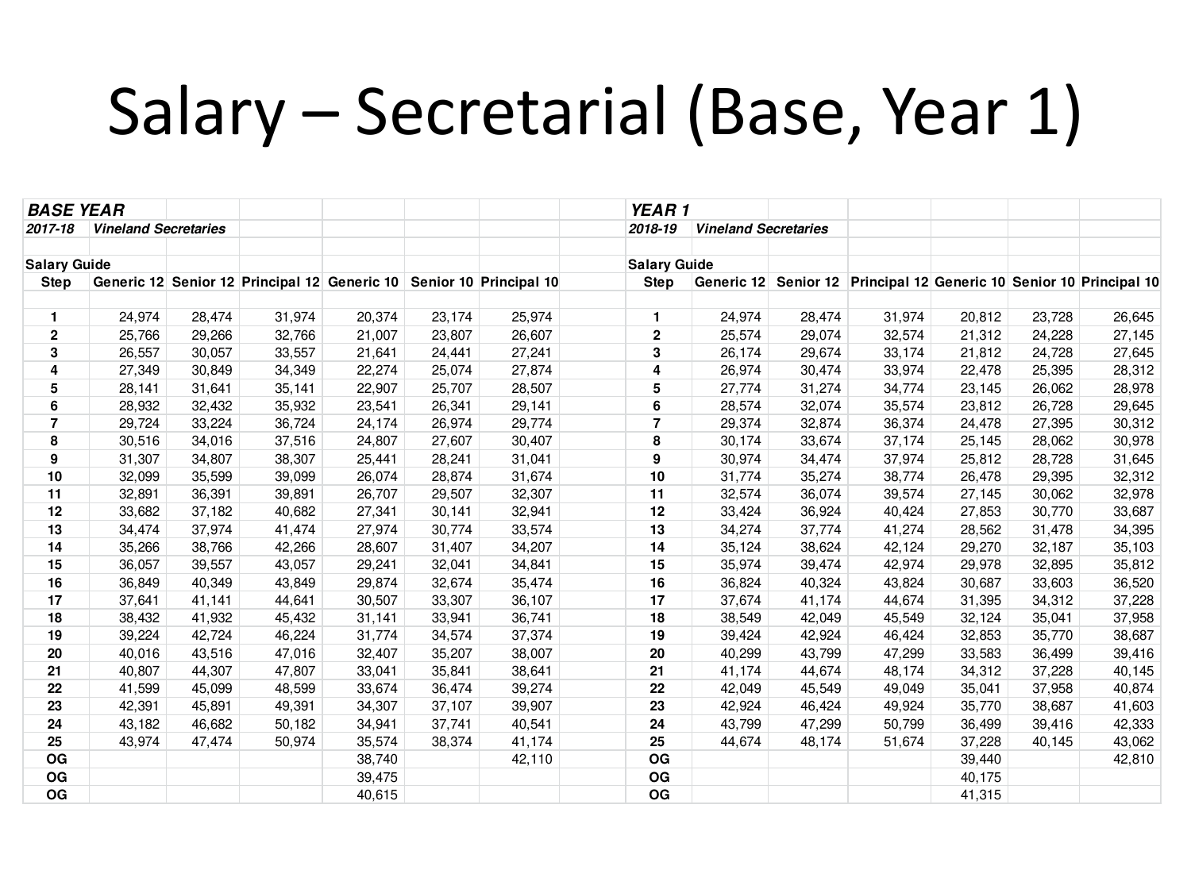# Salary – Secretarial (Base, Year 1)

| ***BASE YEAR*** | | | | | | |
|---|---|---|---|---|---|---|
| ***2017-18*** | ***Vineland Secretaries*** | | | | | |
| | | | | | | |
| **Salary Guide** | | | | | | |
| **Step** | **Generic 12** | **Senior 12** | **Principal 12** | **Generic 10** | **Senior 10** | **Principal 10** |
| | | | | | | |
| **1** | 24,974 | 28,474 | 31,974 | 20,374 | 23,174 | 25,974 |
| **2** | 25,766 | 29,266 | 32,766 | 21,007 | 23,807 | 26,607 |
| **3** | 26,557 | 30,057 | 33,557 | 21,641 | 24,441 | 27,241 |
| **4** | 27,349 | 30,849 | 34,349 | 22,274 | 25,074 | 27,874 |
| **5** | 28,141 | 31,641 | 35,141 | 22,907 | 25,707 | 28,507 |
| **6** | 28,932 | 32,432 | 35,932 | 23,541 | 26,341 | 29,141 |
| **7** | 29,724 | 33,224 | 36,724 | 24,174 | 26,974 | 29,774 |
| **8** | 30,516 | 34,016 | 37,516 | 24,807 | 27,607 | 30,407 |
| **9** | 31,307 | 34,807 | 38,307 | 25,441 | 28,241 | 31,041 |
| **10** | 32,099 | 35,599 | 39,099 | 26,074 | 28,874 | 31,674 |
| **11** | 32,891 | 36,391 | 39,891 | 26,707 | 29,507 | 32,307 |
| **12** | 33,682 | 37,182 | 40,682 | 27,341 | 30,141 | 32,941 |
| **13** | 34,474 | 37,974 | 41,474 | 27,974 | 30,774 | 33,574 |
| **14** | 35,266 | 38,766 | 42,266 | 28,607 | 31,407 | 34,207 |
| **15** | 36,057 | 39,557 | 43,057 | 29,241 | 32,041 | 34,841 |
| **16** | 36,849 | 40,349 | 43,849 | 29,874 | 32,674 | 35,474 |
| **17** | 37,641 | 41,141 | 44,641 | 30,507 | 33,307 | 36,107 |
| **18** | 38,432 | 41,932 | 45,432 | 31,141 | 33,941 | 36,741 |
| **19** | 39,224 | 42,724 | 46,224 | 31,774 | 34,574 | 37,374 |
| **20** | 40,016 | 43,516 | 47,016 | 32,407 | 35,207 | 38,007 |
| **21** | 40,807 | 44,307 | 47,807 | 33,041 | 35,841 | 38,641 |
| **22** | 41,599 | 45,099 | 48,599 | 33,674 | 36,474 | 39,274 |
| **23** | 42,391 | 45,891 | 49,391 | 34,307 | 37,107 | 39,907 |
| **24** | 43,182 | 46,682 | 50,182 | 34,941 | 37,741 | 40,541 |
| **25** | 43,974 | 47,474 | 50,974 | 35,574 | 38,374 | 41,174 |
| **OG** | | | | 38,740 | | 42,110 |
| **OG** | | | | 39,475 | | |
| **OG** | | | | 40,615 | | |

| ***YEAR 1*** | | | | | | |
|---|---|---|---|---|---|---|
| ***2018-19*** | ***Vineland Secretaries*** | | | | | |
| | | | | | | |
| **Salary Guide** | | | | | | |
| **Step** | **Generic 12** | **Senior 12** | **Principal 12** | **Generic 10** | **Senior 10** | **Principal 10** |
| | | | | | | |
| **1** | 24,974 | 28,474 | 31,974 | 20,812 | 23,728 | 26,645 |
| **2** | 25,574 | 29,074 | 32,574 | 21,312 | 24,228 | 27,145 |
| **3** | 26,174 | 29,674 | 33,174 | 21,812 | 24,728 | 27,645 |
| **4** | 26,974 | 30,474 | 33,974 | 22,478 | 25,395 | 28,312 |
| **5** | 27,774 | 31,274 | 34,774 | 23,145 | 26,062 | 28,978 |
| **6** | 28,574 | 32,074 | 35,574 | 23,812 | 26,728 | 29,645 |
| **7** | 29,374 | 32,874 | 36,374 | 24,478 | 27,395 | 30,312 |
| **8** | 30,174 | 33,674 | 37,174 | 25,145 | 28,062 | 30,978 |
| **9** | 30,974 | 34,474 | 37,974 | 25,812 | 28,728 | 31,645 |
| **10** | 31,774 | 35,274 | 38,774 | 26,478 | 29,395 | 32,312 |
| **11** | 32,574 | 36,074 | 39,574 | 27,145 | 30,062 | 32,978 |
| **12** | 33,424 | 36,924 | 40,424 | 27,853 | 30,770 | 33,687 |
| **13** | 34,274 | 37,774 | 41,274 | 28,562 | 31,478 | 34,395 |
| **14** | 35,124 | 38,624 | 42,124 | 29,270 | 32,187 | 35,103 |
| **15** | 35,974 | 39,474 | 42,974 | 29,978 | 32,895 | 35,812 |
| **16** | 36,824 | 40,324 | 43,824 | 30,687 | 33,603 | 36,520 |
| **17** | 37,674 | 41,174 | 44,674 | 31,395 | 34,312 | 37,228 |
| **18** | 38,549 | 42,049 | 45,549 | 32,124 | 35,041 | 37,958 |
| **19** | 39,424 | 42,924 | 46,424 | 32,853 | 35,770 | 38,687 |
| **20** | 40,299 | 43,799 | 47,299 | 33,583 | 36,499 | 39,416 |
| **21** | 41,174 | 44,674 | 48,174 | 34,312 | 37,228 | 40,145 |
| **22** | 42,049 | 45,549 | 49,049 | 35,041 | 37,958 | 40,874 |
| **23** | 42,924 | 46,424 | 49,924 | 35,770 | 38,687 | 41,603 |
| **24** | 43,799 | 47,299 | 50,799 | 36,499 | 39,416 | 42,333 |
| **25** | 44,674 | 48,174 | 51,674 | 37,228 | 40,145 | 43,062 |
| **OG** | | | | 39,440 | | 42,810 |
| **OG** | | | | 40,175 | | |
| **OG** | | | | 41,315 | | |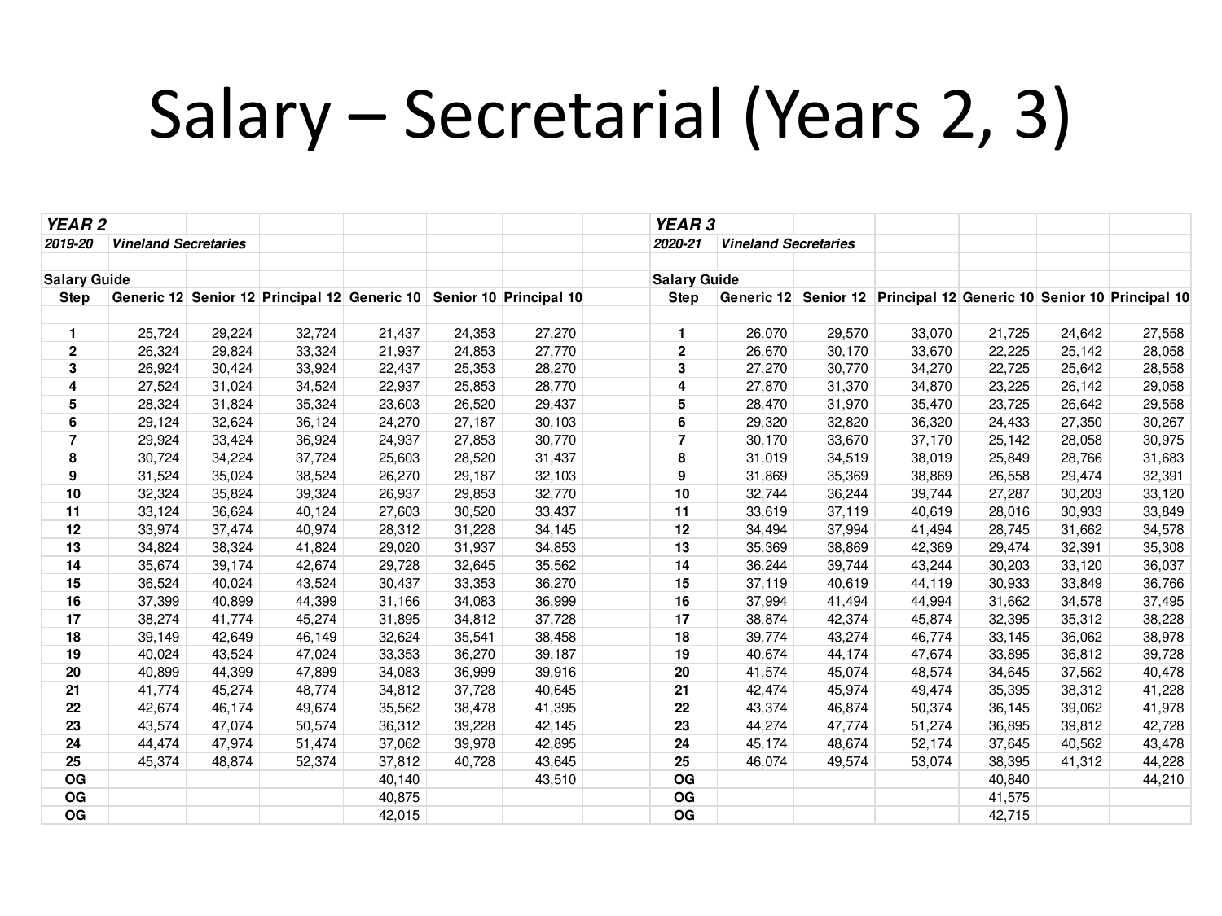# Salary – Secretarial (Years 2, 3)

| ***YEAR 2*** | | | | | | |
|---|---|---|---|---|---|---|
| ***2019-20*** | ***Vineland Secretaries*** | | | | | |
| | | | | | | |
| **Salary Guide** | | | | | | |
| **Step** | **Generic 12** | **Senior 12** | **Principal 12** | **Generic 10** | **Senior 10** | **Principal 10** |
| **1** | 25,724 | 29,224 | 32,724 | 21,437 | 24,353 | 27,270 |
| **2** | 26,324 | 29,824 | 33,324 | 21,937 | 24,853 | 27,770 |
| **3** | 26,924 | 30,424 | 33,924 | 22,437 | 25,353 | 28,270 |
| **4** | 27,524 | 31,024 | 34,524 | 22,937 | 25,853 | 28,770 |
| **5** | 28,324 | 31,824 | 35,324 | 23,603 | 26,520 | 29,437 |
| **6** | 29,124 | 32,624 | 36,124 | 24,270 | 27,187 | 30,103 |
| **7** | 29,924 | 33,424 | 36,924 | 24,937 | 27,853 | 30,770 |
| **8** | 30,724 | 34,224 | 37,724 | 25,603 | 28,520 | 31,437 |
| **9** | 31,524 | 35,024 | 38,524 | 26,270 | 29,187 | 32,103 |
| **10** | 32,324 | 35,824 | 39,324 | 26,937 | 29,853 | 32,770 |
| **11** | 33,124 | 36,624 | 40,124 | 27,603 | 30,520 | 33,437 |
| **12** | 33,974 | 37,474 | 40,974 | 28,312 | 31,228 | 34,145 |
| **13** | 34,824 | 38,324 | 41,824 | 29,020 | 31,937 | 34,853 |
| **14** | 35,674 | 39,174 | 42,674 | 29,728 | 32,645 | 35,562 |
| **15** | 36,524 | 40,024 | 43,524 | 30,437 | 33,353 | 36,270 |
| **16** | 37,399 | 40,899 | 44,399 | 31,166 | 34,083 | 36,999 |
| **17** | 38,274 | 41,774 | 45,274 | 31,895 | 34,812 | 37,728 |
| **18** | 39,149 | 42,649 | 46,149 | 32,624 | 35,541 | 38,458 |
| **19** | 40,024 | 43,524 | 47,024 | 33,353 | 36,270 | 39,187 |
| **20** | 40,899 | 44,399 | 47,899 | 34,083 | 36,999 | 39,916 |
| **21** | 41,774 | 45,274 | 48,774 | 34,812 | 37,728 | 40,645 |
| **22** | 42,674 | 46,174 | 49,674 | 35,562 | 38,478 | 41,395 |
| **23** | 43,574 | 47,074 | 50,574 | 36,312 | 39,228 | 42,145 |
| **24** | 44,474 | 47,974 | 51,474 | 37,062 | 39,978 | 42,895 |
| **25** | 45,374 | 48,874 | 52,374 | 37,812 | 40,728 | 43,645 |
| **OG** | | | | 40,140 | | 43,510 |
| **OG** | | | | 40,875 | | |
| **OG** | | | | 42,015 | | |

| ***YEAR 3*** | | | | | | |
|---|---|---|---|---|---|---|
| ***2020-21*** | ***Vineland Secretaries*** | | | | | |
| | | | | | | |
| **Salary Guide** | | | | | | |
| **Step** | **Generic 12** | **Senior 12** | **Principal 12** | **Generic 10** | **Senior 10** | **Principal 10** |
| **1** | 26,070 | 29,570 | 33,070 | 21,725 | 24,642 | 27,558 |
| **2** | 26,670 | 30,170 | 33,670 | 22,225 | 25,142 | 28,058 |
| **3** | 27,270 | 30,770 | 34,270 | 22,725 | 25,642 | 28,558 |
| **4** | 27,870 | 31,370 | 34,870 | 23,225 | 26,142 | 29,058 |
| **5** | 28,470 | 31,970 | 35,470 | 23,725 | 26,642 | 29,558 |
| **6** | 29,320 | 32,820 | 36,320 | 24,433 | 27,350 | 30,267 |
| **7** | 30,170 | 33,670 | 37,170 | 25,142 | 28,058 | 30,975 |
| **8** | 31,019 | 34,519 | 38,019 | 25,849 | 28,766 | 31,683 |
| **9** | 31,869 | 35,369 | 38,869 | 26,558 | 29,474 | 32,391 |
| **10** | 32,744 | 36,244 | 39,744 | 27,287 | 30,203 | 33,120 |
| **11** | 33,619 | 37,119 | 40,619 | 28,016 | 30,933 | 33,849 |
| **12** | 34,494 | 37,994 | 41,494 | 28,745 | 31,662 | 34,578 |
| **13** | 35,369 | 38,869 | 42,369 | 29,474 | 32,391 | 35,308 |
| **14** | 36,244 | 39,744 | 43,244 | 30,203 | 33,120 | 36,037 |
| **15** | 37,119 | 40,619 | 44,119 | 30,933 | 33,849 | 36,766 |
| **16** | 37,994 | 41,494 | 44,994 | 31,662 | 34,578 | 37,495 |
| **17** | 38,874 | 42,374 | 45,874 | 32,395 | 35,312 | 38,228 |
| **18** | 39,774 | 43,274 | 46,774 | 33,145 | 36,062 | 38,978 |
| **19** | 40,674 | 44,174 | 47,674 | 33,895 | 36,812 | 39,728 |
| **20** | 41,574 | 45,074 | 48,574 | 34,645 | 37,562 | 40,478 |
| **21** | 42,474 | 45,974 | 49,474 | 35,395 | 38,312 | 41,228 |
| **22** | 43,374 | 46,874 | 50,374 | 36,145 | 39,062 | 41,978 |
| **23** | 44,274 | 47,774 | 51,274 | 36,895 | 39,812 | 42,728 |
| **24** | 45,174 | 48,674 | 52,174 | 37,645 | 40,562 | 43,478 |
| **25** | 46,074 | 49,574 | 53,074 | 38,395 | 41,312 | 44,228 |
| **OG** | | | | 40,840 | | 44,210 |
| **OG** | | | | 41,575 | | |
| **OG** | | | | 42,715 | | |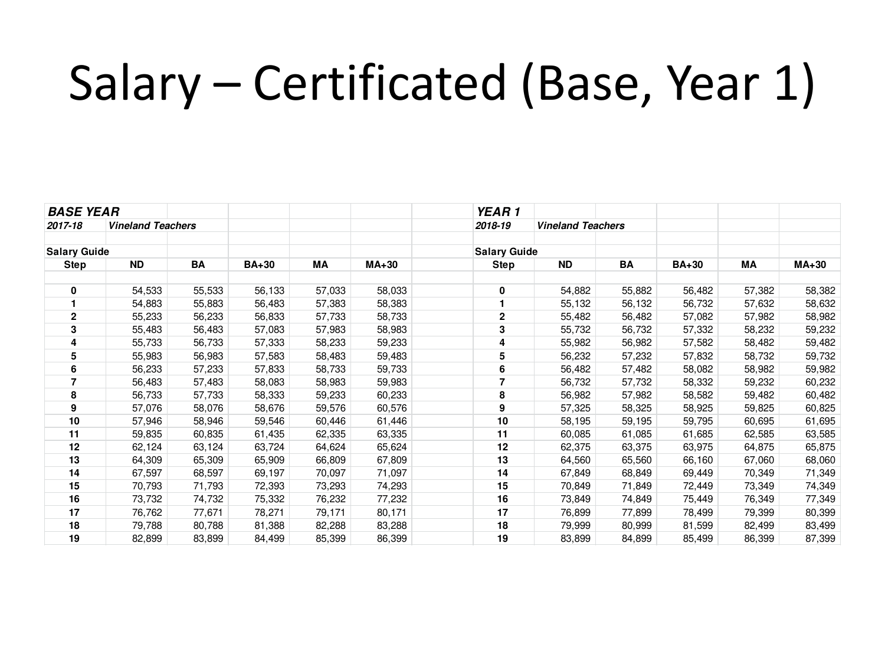# Salary – Certificated (Base, Year 1)

| ***BASE YEAR*** | | | | | |
|---|---|---|---|---|---|
| ***2017-18*** | ***Vineland Teachers*** | | | | |
| | | | | | |
| **Salary Guide** | | | | | |
| **Step** | **ND** | **BA** | **BA+30** | **MA** | **MA+30** |
| **0** | 54,533 | 55,533 | 56,133 | 57,033 | 58,033 |
| **1** | 54,883 | 55,883 | 56,483 | 57,383 | 58,383 |
| **2** | 55,233 | 56,233 | 56,833 | 57,733 | 58,733 |
| **3** | 55,483 | 56,483 | 57,083 | 57,983 | 58,983 |
| **4** | 55,733 | 56,733 | 57,333 | 58,233 | 59,233 |
| **5** | 55,983 | 56,983 | 57,583 | 58,483 | 59,483 |
| **6** | 56,233 | 57,233 | 57,833 | 58,733 | 59,733 |
| **7** | 56,483 | 57,483 | 58,083 | 58,983 | 59,983 |
| **8** | 56,733 | 57,733 | 58,333 | 59,233 | 60,233 |
| **9** | 57,076 | 58,076 | 58,676 | 59,576 | 60,576 |
| **10** | 57,946 | 58,946 | 59,546 | 60,446 | 61,446 |
| **11** | 59,835 | 60,835 | 61,435 | 62,335 | 63,335 |
| **12** | 62,124 | 63,124 | 63,724 | 64,624 | 65,624 |
| **13** | 64,309 | 65,309 | 65,909 | 66,809 | 67,809 |
| **14** | 67,597 | 68,597 | 69,197 | 70,097 | 71,097 |
| **15** | 70,793 | 71,793 | 72,393 | 73,293 | 74,293 |
| **16** | 73,732 | 74,732 | 75,332 | 76,232 | 77,232 |
| **17** | 76,762 | 77,671 | 78,271 | 79,171 | 80,171 |
| **18** | 79,788 | 80,788 | 81,388 | 82,288 | 83,288 |
| **19** | 82,899 | 83,899 | 84,499 | 85,399 | 86,399 |

| ***YEAR 1*** | | | | | |
|---|---|---|---|---|---|
| ***2018-19*** | ***Vineland Teachers*** | | | | |
| | | | | | |
| **Salary Guide** | | | | | |
| **Step** | **ND** | **BA** | **BA+30** | **MA** | **MA+30** |
| **0** | 54,882 | 55,882 | 56,482 | 57,382 | 58,382 |
| **1** | 55,132 | 56,132 | 56,732 | 57,632 | 58,632 |
| **2** | 55,482 | 56,482 | 57,082 | 57,982 | 58,982 |
| **3** | 55,732 | 56,732 | 57,332 | 58,232 | 59,232 |
| **4** | 55,982 | 56,982 | 57,582 | 58,482 | 59,482 |
| **5** | 56,232 | 57,232 | 57,832 | 58,732 | 59,732 |
| **6** | 56,482 | 57,482 | 58,082 | 58,982 | 59,982 |
| **7** | 56,732 | 57,732 | 58,332 | 59,232 | 60,232 |
| **8** | 56,982 | 57,982 | 58,582 | 59,482 | 60,482 |
| **9** | 57,325 | 58,325 | 58,925 | 59,825 | 60,825 |
| **10** | 58,195 | 59,195 | 59,795 | 60,695 | 61,695 |
| **11** | 60,085 | 61,085 | 61,685 | 62,585 | 63,585 |
| **12** | 62,375 | 63,375 | 63,975 | 64,875 | 65,875 |
| **13** | 64,560 | 65,560 | 66,160 | 67,060 | 68,060 |
| **14** | 67,849 | 68,849 | 69,449 | 70,349 | 71,349 |
| **15** | 70,849 | 71,849 | 72,449 | 73,349 | 74,349 |
| **16** | 73,849 | 74,849 | 75,449 | 76,349 | 77,349 |
| **17** | 76,899 | 77,899 | 78,499 | 79,399 | 80,399 |
| **18** | 79,999 | 80,999 | 81,599 | 82,499 | 83,499 |
| **19** | 83,899 | 84,899 | 85,499 | 86,399 | 87,399 |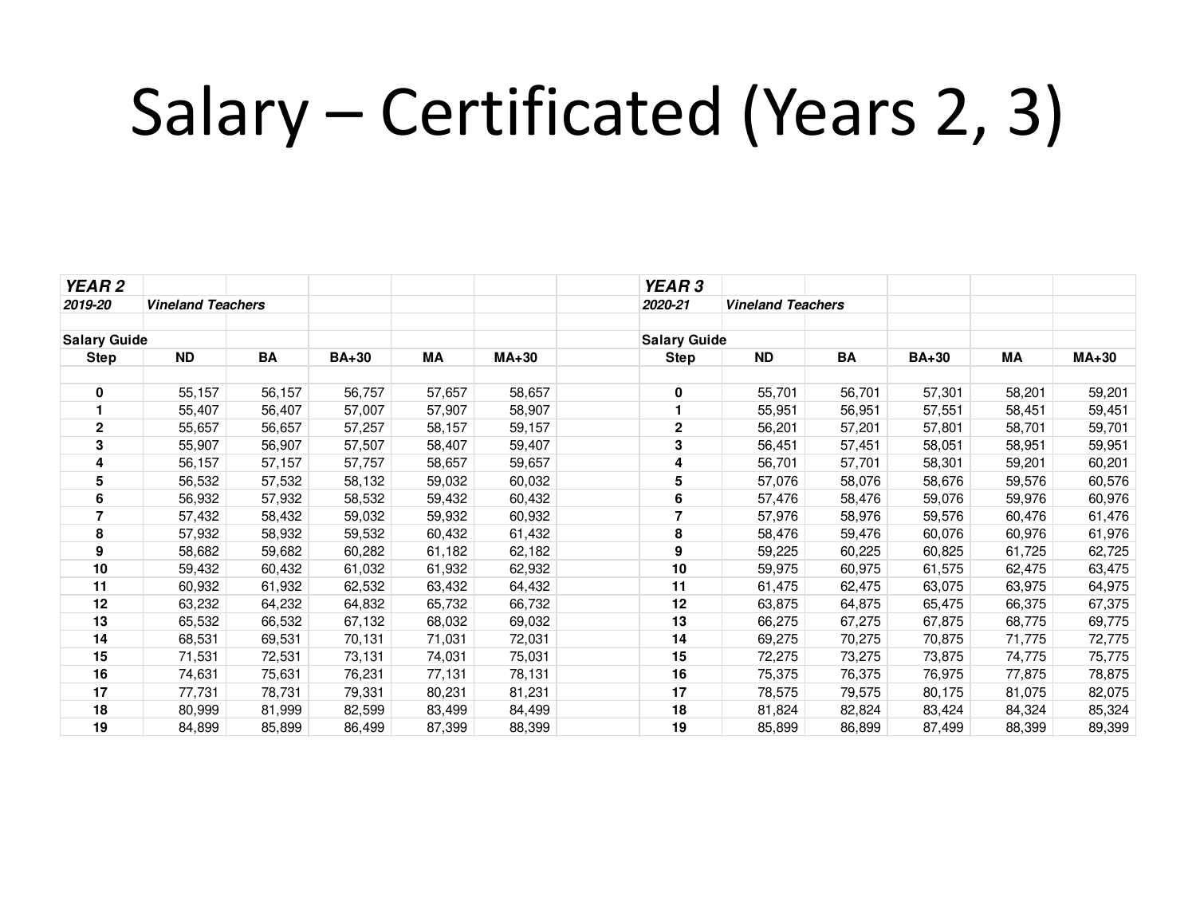# Salary – Certificated (Years 2, 3)

***YEAR 2***

***2019-20*** ***Vineland Teachers***

**Salary Guide**

| Step | ND | BA | BA+30 | MA | MA+30 |
|---|---|---|---|---|---|
| 0 | 55,157 | 56,157 | 56,757 | 57,657 | 58,657 |
| 1 | 55,407 | 56,407 | 57,007 | 57,907 | 58,907 |
| 2 | 55,657 | 56,657 | 57,257 | 58,157 | 59,157 |
| 3 | 55,907 | 56,907 | 57,507 | 58,407 | 59,407 |
| 4 | 56,157 | 57,157 | 57,757 | 58,657 | 59,657 |
| 5 | 56,532 | 57,532 | 58,132 | 59,032 | 60,032 |
| 6 | 56,932 | 57,932 | 58,532 | 59,432 | 60,432 |
| 7 | 57,432 | 58,432 | 59,032 | 59,932 | 60,932 |
| 8 | 57,932 | 58,932 | 59,532 | 60,432 | 61,432 |
| 9 | 58,682 | 59,682 | 60,282 | 61,182 | 62,182 |
| 10 | 59,432 | 60,432 | 61,032 | 61,932 | 62,932 |
| 11 | 60,932 | 61,932 | 62,532 | 63,432 | 64,432 |
| 12 | 63,232 | 64,232 | 64,832 | 65,732 | 66,732 |
| 13 | 65,532 | 66,532 | 67,132 | 68,032 | 69,032 |
| 14 | 68,531 | 69,531 | 70,131 | 71,031 | 72,031 |
| 15 | 71,531 | 72,531 | 73,131 | 74,031 | 75,031 |
| 16 | 74,631 | 75,631 | 76,231 | 77,131 | 78,131 |
| 17 | 77,731 | 78,731 | 79,331 | 80,231 | 81,231 |
| 18 | 80,999 | 81,999 | 82,599 | 83,499 | 84,499 |
| 19 | 84,899 | 85,899 | 86,499 | 87,399 | 88,399 |

***YEAR 3***

***2020-21*** ***Vineland Teachers***

**Salary Guide**

| Step | ND | BA | BA+30 | MA | MA+30 |
|---|---|---|---|---|---|
| 0 | 55,701 | 56,701 | 57,301 | 58,201 | 59,201 |
| 1 | 55,951 | 56,951 | 57,551 | 58,451 | 59,451 |
| 2 | 56,201 | 57,201 | 57,801 | 58,701 | 59,701 |
| 3 | 56,451 | 57,451 | 58,051 | 58,951 | 59,951 |
| 4 | 56,701 | 57,701 | 58,301 | 59,201 | 60,201 |
| 5 | 57,076 | 58,076 | 58,676 | 59,576 | 60,576 |
| 6 | 57,476 | 58,476 | 59,076 | 59,976 | 60,976 |
| 7 | 57,976 | 58,976 | 59,576 | 60,476 | 61,476 |
| 8 | 58,476 | 59,476 | 60,076 | 60,976 | 61,976 |
| 9 | 59,225 | 60,225 | 60,825 | 61,725 | 62,725 |
| 10 | 59,975 | 60,975 | 61,575 | 62,475 | 63,475 |
| 11 | 61,475 | 62,475 | 63,075 | 63,975 | 64,975 |
| 12 | 63,875 | 64,875 | 65,475 | 66,375 | 67,375 |
| 13 | 66,275 | 67,275 | 67,875 | 68,775 | 69,775 |
| 14 | 69,275 | 70,275 | 70,875 | 71,775 | 72,775 |
| 15 | 72,275 | 73,275 | 73,875 | 74,775 | 75,775 |
| 16 | 75,375 | 76,375 | 76,975 | 77,875 | 78,875 |
| 17 | 78,575 | 79,575 | 80,175 | 81,075 | 82,075 |
| 18 | 81,824 | 82,824 | 83,424 | 84,324 | 85,324 |
| 19 | 85,899 | 86,899 | 87,499 | 88,399 | 89,399 |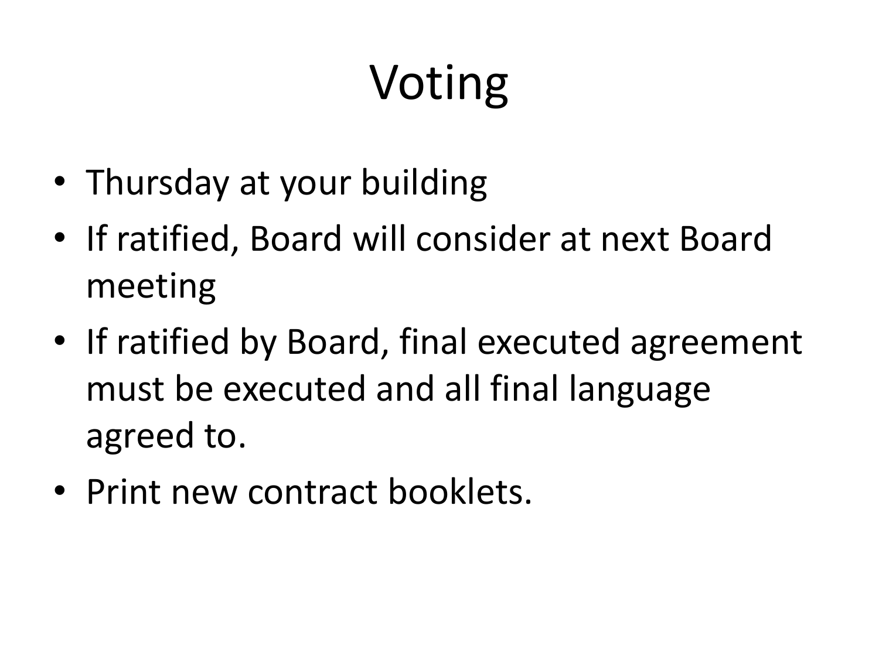# Voting

- Thursday at your building
- If ratified, Board will consider at next Board meeting
- If ratified by Board, final executed agreement must be executed and all final language agreed to.
- Print new contract booklets.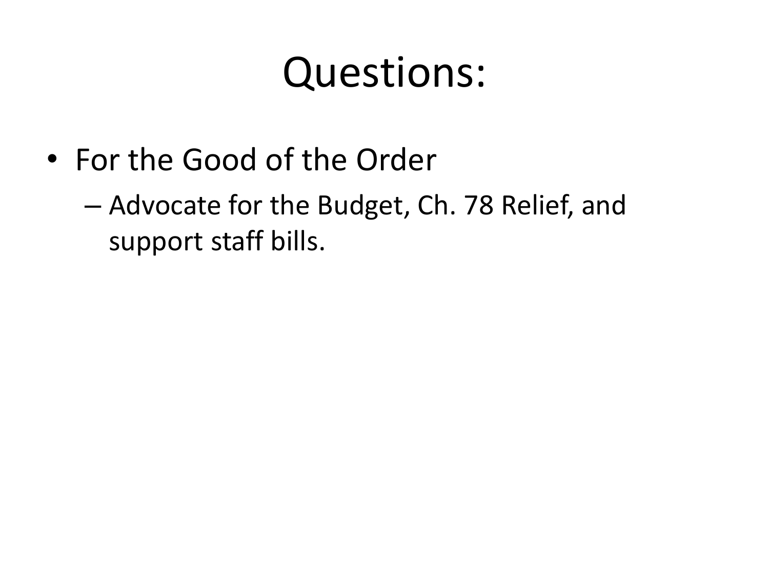# Questions:

- For the Good of the Order
  - Advocate for the Budget, Ch. 78 Relief, and support staff bills.